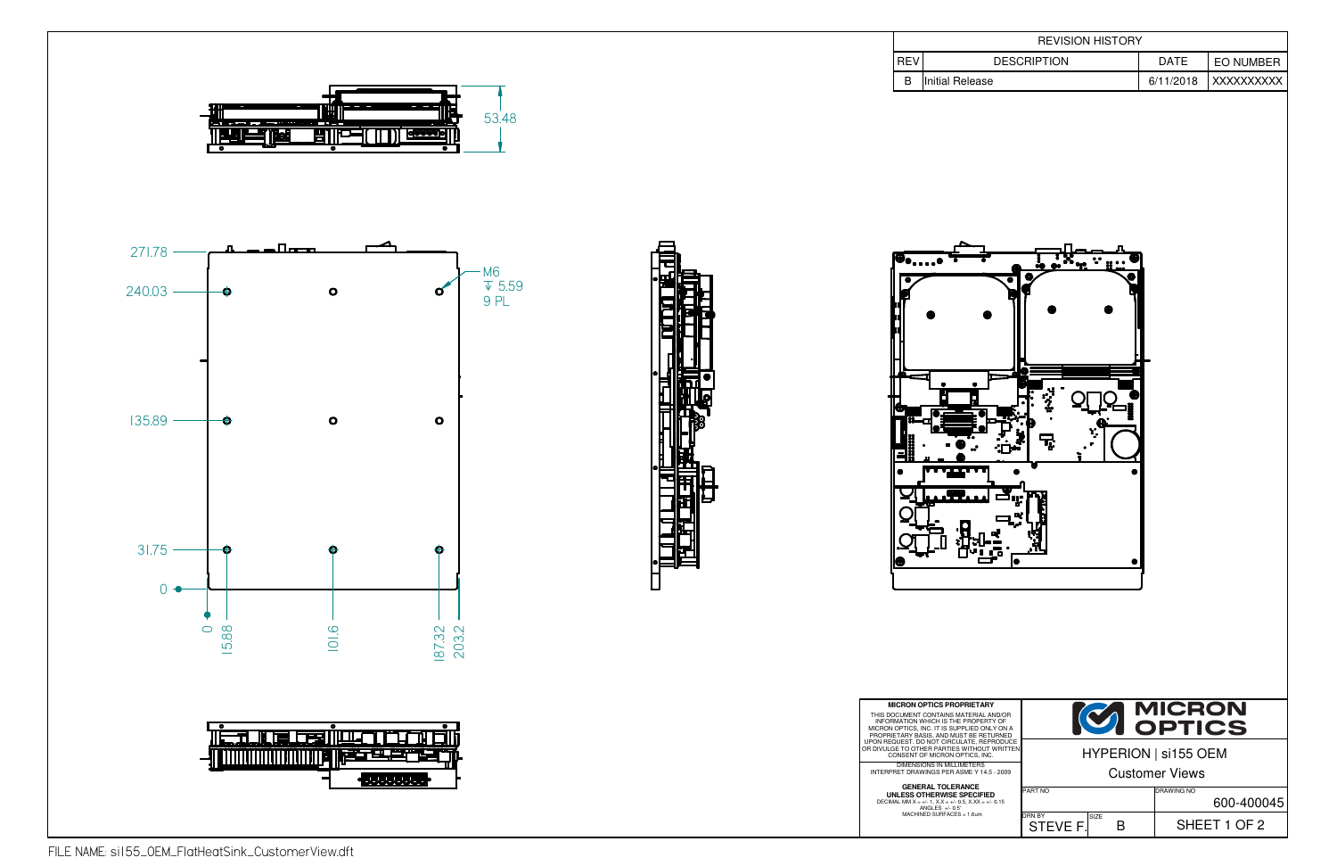| REVISION HISTORY | | | |
|---|---|---|---|
| REV | DESCRIPTION | DATE | EO NUMBER |
| B | Initial Release | 6/11/2018 | XXXXXXXXXX |

53.48

271.78

240.03

135.89

31.75

0

M6
↧ 5.59
9 PL

0

15.88

101.6

187.32

203.2

**MICRON OPTICS PROPRIETARY**

THIS DOCUMENT CONTAINS MATERIAL AND/OR INFORMATION WHICH IS THE PROPERTY OF MICRON OPTICS, INC. IT IS SUPPLIED ONLY ON A PROPRIETARY BASIS, AND MUST BE RETURNED UPON REQUEST. DO NOT CIRCULATE, REPRODUCE OR DIVULGE TO OTHER PARTIES WITHOUT WRITTEN CONSENT OF MICRON OPTICS, INC.

DIMENSIONS IN MILLIMETERS
INTERPRET DRAWINGS PER ASME Y 14.5 - 2009

**GENERAL TOLERANCE**
**UNLESS OTHERWISE SPECIFIED**
DECIMAL MM X = +/- 1, X.X = +/- 0.5, X.XX = +/- 0.15
ANGLES +/- 0.5°
MACHINED SURFACES = 1.6um

MICRON OPTICS

HYPERION | si155 OEM

Customer Views

| PART NO | | DRAWING NO |
|---|---|---|
| | | 600-400045 |
| DRN BY: STEVE F. | SIZE: B | SHEET 1 OF 2 |

FILE NAME: si155_OEM_FlatHeatSink_CustomerView.dft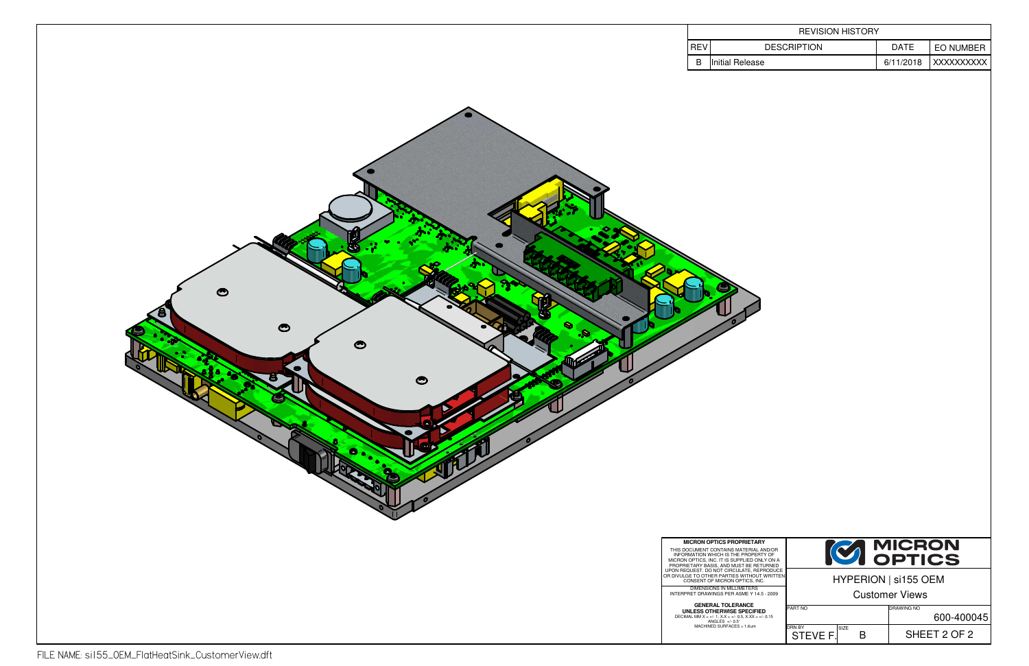| REVISION HISTORY | | | |
|---|---|---|---|
| REV | DESCRIPTION | DATE | EO NUMBER |
| B | Initial Release | 6/11/2018 | XXXXXXXXXX |

**MICRON OPTICS PROPRIETARY**

THIS DOCUMENT CONTAINS MATERIAL AND/OR INFORMATION WHICH IS THE PROPERTY OF MICRON OPTICS, INC. IT IS SUPPLIED ONLY ON A PROPRIETARY BASIS, AND MUST BE RETURNED UPON REQUEST. DO NOT CIRCULATE, REPRODUCE OR DIVULGE TO OTHER PARTIES WITHOUT WRITTEN CONSENT OF MICRON OPTICS, INC.

DIMENSIONS IN MILLIMETERS
INTERPRET DRAWINGS PER ASME Y 14.5 - 2009

**GENERAL TOLERANCE**
**UNLESS OTHERWISE SPECIFIED**
DECIMAL MM X = +/- 1, X.X = +/- 0.5, X.XX = +/- 0.15
ANGLES +/- 0.5°
MACHINED SURFACES = 1.6um

MICRON OPTICS

HYPERION | si155 OEM

Customer Views

| PART NO | | DRAWING NO |
|---|---|---|
| | | 600-400045 |
| DRN BY: STEVE F. | SIZE: B | SHEET 2 OF 2 |

FILE NAME: si155_OEM_FlatHeatSink_CustomerView.dft